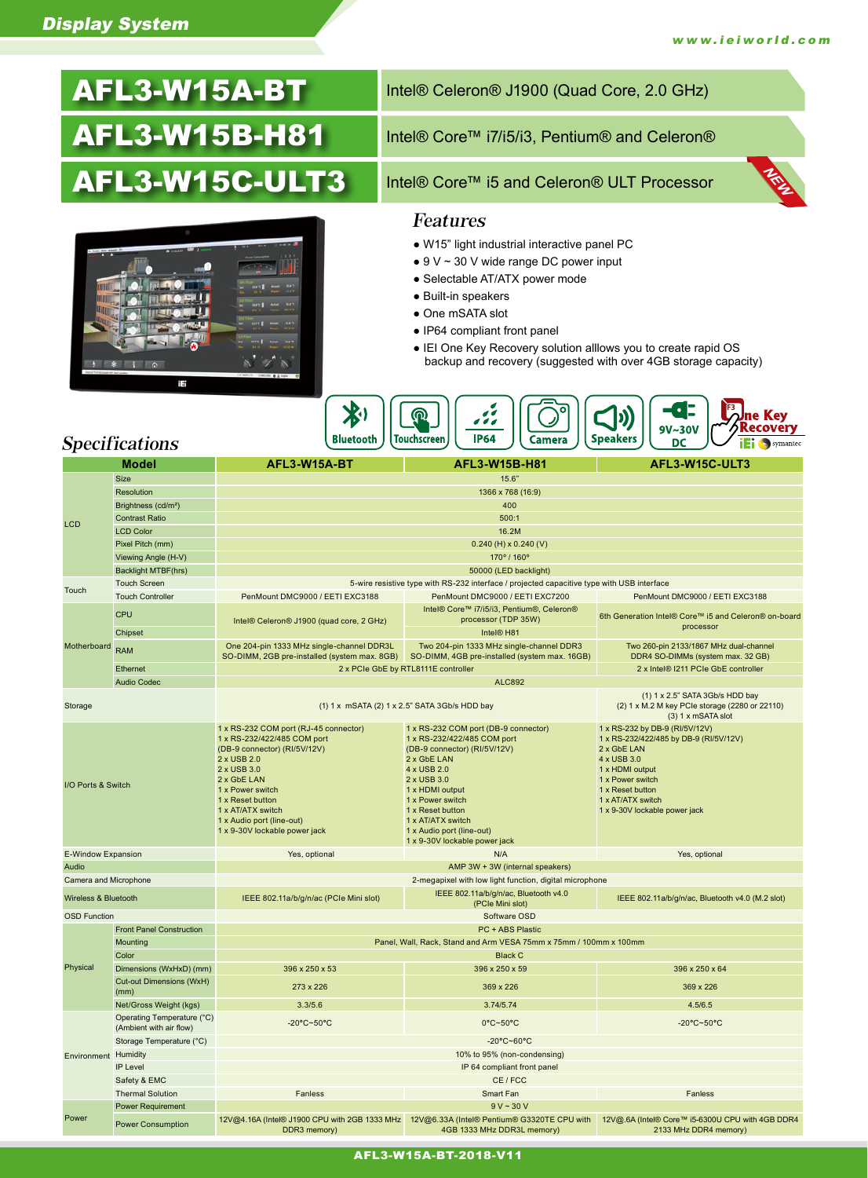# AFL3-W15A-BT

Intel® Celeron® J1900 (Quad Core, 2.0 GHz)

# AFL3-W15B-H81

Intel® Core™ i7/i5/i3, Pentium® and Celeron®

# AFL3-W15C-ULT3

Intel® Core™ i5 and Celeron® ULT Processor

NEW

## Features

- W15" light industrial interactive panel PC
- 9 V ~ 30 V wide range DC power input
- Selectable AT/ATX power mode
- Built-in speakers
- One mSATA slot
- IP64 compliant front panel
- IEI One Key Recovery solution alllows you to create rapid OS backup and recovery (suggested with over 4GB storage capacity)

Bluetooth | Touchscreen | IP64 | Camera | Speakers | 9V~30V DC | One Key Recovery

## Specifications

| Model | | AFL3-W15A-BT | AFL3-W15B-H81 | AFL3-W15C-ULT3 |
|---|---|---|---|---|
| LCD | Size | 15.6" | | |
| | Resolution | 1366 x 768 (16:9) | | |
| | Brightness (cd/m²) | 400 | | |
| | Contrast Ratio | 500:1 | | |
| | LCD Color | 16.2M | | |
| | Pixel Pitch (mm) | 0.240 (H) x 0.240 (V) | | |
| | Viewing Angle (H-V) | 170° / 160° | | |
| | Backlight MTBF(hrs) | 50000 (LED backlight) | | |
| Touch | Touch Screen | 5-wire resistive type with RS-232 interface / projected capacitive type with USB interface | | |
| | Touch Controller | PenMount DMC9000 / EETI EXC3188 | PenMount DMC9000 / EETI EXC7200 | PenMount DMC9000 / EETI EXC3188 |
| Motherboard | CPU | Intel® Celeron® J1900 (quad core, 2 GHz) | Intel® Core™ i7/i5/i3, Pentium®, Celeron® processor (TDP 35W) | 6th Generation Intel® Core™ i5 and Celeron® on-board processor |
| | Chipset | | Intel® H81 | |
| | RAM | One 204-pin 1333 MHz single-channel DDR3L SO-DIMM, 2GB pre-installed (system max. 8GB) | Two 204-pin 1333 MHz single-channel DDR3 SO-DIMM, 4GB pre-installed (system max. 16GB) | Two 260-pin 2133/1867 MHz dual-channel DDR4 SO-DIMMs (system max. 32 GB) |
| | Ethernet | 2 x PCIe GbE by RTL8111E controller | | 2 x Intel® I211 PCIe GbE controller |
| | Audio Codec | ALC892 | | |
| Storage | | (1) 1 x mSATA (2) 1 x 2.5" SATA 3Gb/s HDD bay | | (1) 1 x 2.5" SATA 3Gb/s HDD bay (2) 1 x M.2 M key PCIe storage (2280 or 22110) (3) 1 x mSATA slot |
| I/O Ports & Switch | | 1 x RS-232 COM port (RJ-45 connector)<br>1 x RS-232/422/485 COM port (DB-9 connector) (RI/5V/12V)<br>2 x USB 2.0<br>2 x USB 3.0<br>2 x GbE LAN<br>1 x Power switch<br>1 x Reset button<br>1 x AT/ATX switch<br>1 x Audio port (line-out)<br>1 x 9-30V lockable power jack | 1 x RS-232 COM port (DB-9 connector)<br>1 x RS-232/422/485 COM port (DB-9 connector) (RI/5V/12V)<br>2 x GbE LAN<br>4 x USB 2.0<br>2 x USB 3.0<br>1 x HDMI output<br>1 x Power switch<br>1 x Reset button<br>1 x AT/ATX switch<br>1 x Audio port (line-out)<br>1 x 9-30V lockable power jack | 1 x RS-232 by DB-9 (RI/5V/12V)<br>1 x RS-232/422/485 by DB-9 (RI/5V/12V)<br>2 x GbE LAN<br>4 x USB 3.0<br>1 x HDMI output<br>1 x Power switch<br>1 x Reset button<br>1 x AT/ATX switch<br>1 x 9-30V lockable power jack |
| E-Window Expansion | | Yes, optional | N/A | Yes, optional |
| Audio | | AMP 3W + 3W (internal speakers) | | |
| Camera and Microphone | | 2-megapixel with low light function, digital microphone | | |
| Wireless & Bluetooth | | IEEE 802.11a/b/g/n/ac (PCIe Mini slot) | IEEE 802.11a/b/g/n/ac, Bluetooth v4.0 (PCIe Mini slot) | IEEE 802.11a/b/g/n/ac, Bluetooth v4.0 (M.2 slot) |
| OSD Function | | Software OSD | | |
| Physical | Front Panel Construction | PC + ABS Plastic | | |
| | Mounting | Panel, Wall, Rack, Stand and Arm VESA 75mm x 75mm / 100mm x 100mm | | |
| | Color | Black C | | |
| | Dimensions (WxHxD) (mm) | 396 x 250 x 53 | 396 x 250 x 59 | 396 x 250 x 64 |
| | Cut-out Dimensions (WxH) (mm) | 273 x 226 | 369 x 226 | 369 x 226 |
| | Net/Gross Weight (kgs) | 3.3/5.6 | 3.74/5.74 | 4.5/6.5 |
| Environment | Operating Temperature (°C) (Ambient with air flow) | -20°C~50°C | 0°C~50°C | -20°C~50°C |
| | Storage Temperature (°C) | -20°C~60°C | | |
| | Humidity | 10% to 95% (non-condensing) | | |
| | IP Level | IP 64 compliant front panel | | |
| | Safety & EMC | CE / FCC | | |
| | Thermal Solution | Fanless | Smart Fan | Fanless |
| Power | Power Requirement | 9 V ~ 30 V | | |
| | Power Consumption | 12V@4.16A (Intel® J1900 CPU with 2GB 1333 MHz DDR3 memory) | 12V@6.33A (Intel® Pentium® G3320TE CPU with 4GB 1333 MHz DDR3L memory) | 12V@.6A (Intel® Core™ i5-6300U CPU with 4GB DDR4 2133 MHz DDR4 memory) |

AFL3-W15A-BT-2018-V11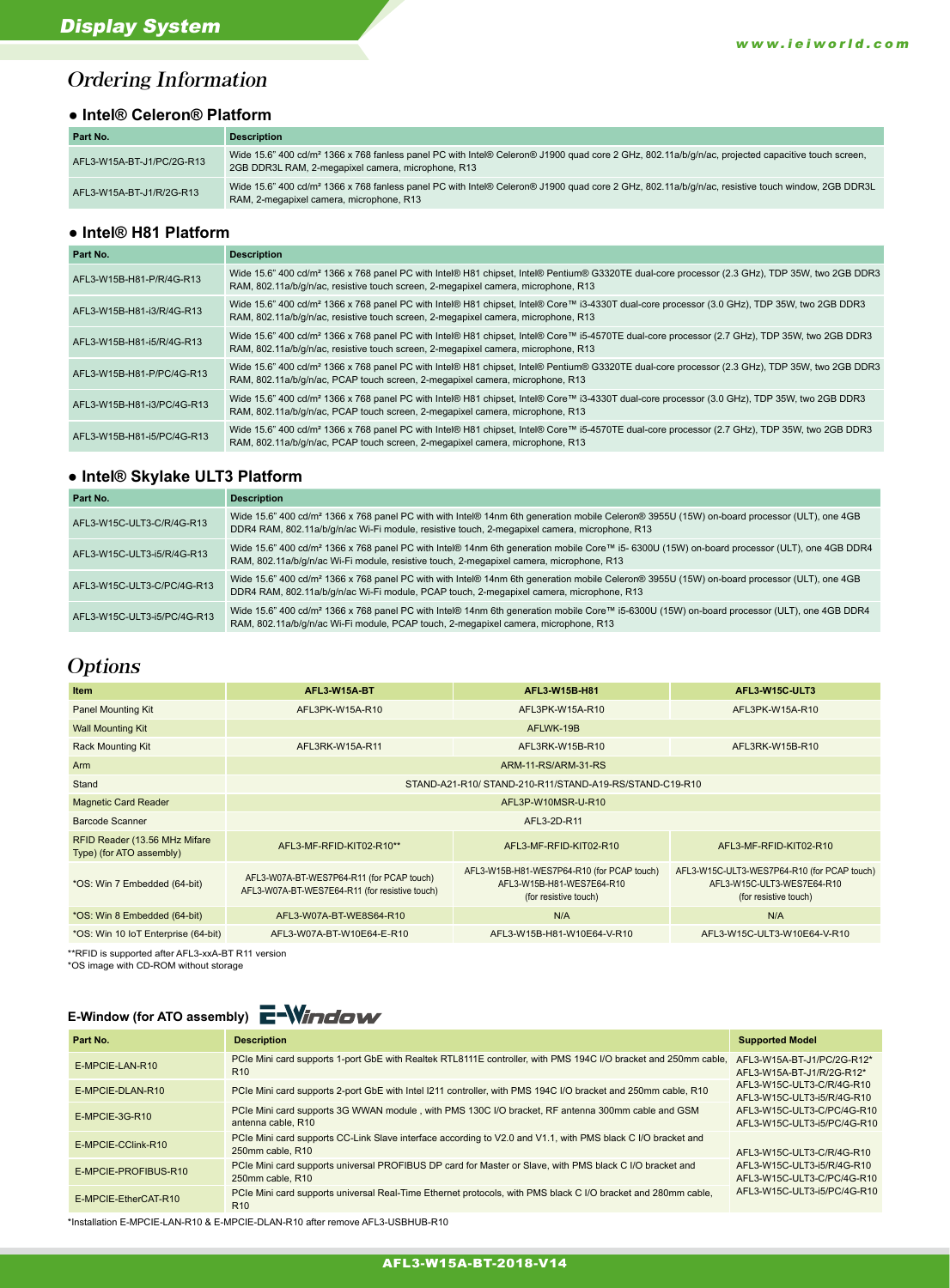## Ordering Information

### ● Intel® Celeron® Platform

| Part No. | Description |
|---|---|
| AFL3-W15A-BT-J1/PC/2G-R13 | Wide 15.6" 400 cd/m² 1366 x 768 fanless panel PC with Intel® Celeron® J1900 quad core 2 GHz, 802.11a/b/g/n/ac, projected capacitive touch screen, 2GB DDR3L RAM, 2-megapixel camera, microphone, R13 |
| AFL3-W15A-BT-J1/R/2G-R13 | Wide 15.6" 400 cd/m² 1366 x 768 fanless panel PC with Intel® Celeron® J1900 quad core 2 GHz, 802.11a/b/g/n/ac, resistive touch window, 2GB DDR3L RAM, 2-megapixel camera, microphone, R13 |

### ● Intel® H81 Platform

| Part No. | Description |
|---|---|
| AFL3-W15B-H81-P/R/4G-R13 | Wide 15.6" 400 cd/m² 1366 x 768 panel PC with Intel® H81 chipset, Intel® Pentium® G3320TE dual-core processor (2.3 GHz), TDP 35W, two 2GB DDR3 RAM, 802.11a/b/g/n/ac, resistive touch screen, 2-megapixel camera, microphone, R13 |
| AFL3-W15B-H81-i3/R/4G-R13 | Wide 15.6" 400 cd/m² 1366 x 768 panel PC with Intel® H81 chipset, Intel® Core™ i3-4330T dual-core processor (3.0 GHz), TDP 35W, two 2GB DDR3 RAM, 802.11a/b/g/n/ac, resistive touch screen, 2-megapixel camera, microphone, R13 |
| AFL3-W15B-H81-i5/R/4G-R13 | Wide 15.6" 400 cd/m² 1366 x 768 panel PC with Intel® H81 chipset, Intel® Core™ i5-4570TE dual-core processor (2.7 GHz), TDP 35W, two 2GB DDR3 RAM, 802.11a/b/g/n/ac, resistive touch screen, 2-megapixel camera, microphone, R13 |
| AFL3-W15B-H81-P/PC/4G-R13 | Wide 15.6" 400 cd/m² 1366 x 768 panel PC with Intel® H81 chipset, Intel® Pentium® G3320TE dual-core processor (2.3 GHz), TDP 35W, two 2GB DDR3 RAM, 802.11a/b/g/n/ac, PCAP touch screen, 2-megapixel camera, microphone, R13 |
| AFL3-W15B-H81-i3/PC/4G-R13 | Wide 15.6" 400 cd/m² 1366 x 768 panel PC with Intel® H81 chipset, Intel® Core™ i3-4330T dual-core processor (3.0 GHz), TDP 35W, two 2GB DDR3 RAM, 802.11a/b/g/n/ac, PCAP touch screen, 2-megapixel camera, microphone, R13 |
| AFL3-W15B-H81-i5/PC/4G-R13 | Wide 15.6" 400 cd/m² 1366 x 768 panel PC with Intel® H81 chipset, Intel® Core™ i5-4570TE dual-core processor (2.7 GHz), TDP 35W, two 2GB DDR3 RAM, 802.11a/b/g/n/ac, PCAP touch screen, 2-megapixel camera, microphone, R13 |

### ● Intel® Skylake ULT3 Platform

| Part No. | Description |
|---|---|
| AFL3-W15C-ULT3-C/R/4G-R13 | Wide 15.6" 400 cd/m² 1366 x 768 panel PC with with Intel® 14nm 6th generation mobile Celeron® 3955U (15W) on-board processor (ULT), one 4GB DDR4 RAM, 802.11a/b/g/n/ac Wi-Fi module, resistive touch, 2-megapixel camera, microphone, R13 |
| AFL3-W15C-ULT3-i5/R/4G-R13 | Wide 15.6" 400 cd/m² 1366 x 768 panel PC with Intel® 14nm 6th generation mobile Core™ i5- 6300U (15W) on-board processor (ULT), one 4GB DDR4 RAM, 802.11a/b/g/n/ac Wi-Fi module, resistive touch, 2-megapixel camera, microphone, R13 |
| AFL3-W15C-ULT3-C/PC/4G-R13 | Wide 15.6" 400 cd/m² 1366 x 768 panel PC with Intel® 14nm 6th generation mobile Celeron® 3955U (15W) on-board processor (ULT), one 4GB DDR4 RAM, 802.11a/b/g/n/ac Wi-Fi module, PCAP touch, 2-megapixel camera, microphone, R13 |
| AFL3-W15C-ULT3-i5/PC/4G-R13 | Wide 15.6" 400 cd/m² 1366 x 768 panel PC with Intel® 14nm 6th generation mobile Core™ i5-6300U (15W) on-board processor (ULT), one 4GB DDR4 RAM, 802.11a/b/g/n/ac Wi-Fi module, PCAP touch, 2-megapixel camera, microphone, R13 |

## Options

| Item | AFL3-W15A-BT | AFL3-W15B-H81 | AFL3-W15C-ULT3 |
|---|---|---|---|
| Panel Mounting Kit | AFL3PK-W15A-R10 | AFL3PK-W15A-R10 | AFL3PK-W15A-R10 |
| Wall Mounting Kit | AFLWK-19B | | |
| Rack Mounting Kit | AFL3RK-W15A-R11 | AFL3RK-W15B-R10 | AFL3RK-W15B-R10 |
| Arm | ARM-11-RS/ARM-31-RS | | |
| Stand | STAND-A21-R10/ STAND-210-R11/STAND-A19-RS/STAND-C19-R10 | | |
| Magnetic Card Reader | AFL3P-W10MSR-U-R10 | | |
| Barcode Scanner | AFL3-2D-R11 | | |
| RFID Reader (13.56 MHz Mifare Type) (for ATO assembly) | AFL3-MF-RFID-KIT02-R10** | AFL3-MF-RFID-KIT02-R10 | AFL3-MF-RFID-KIT02-R10 |
| *OS: Win 7 Embedded (64-bit) | AFL3-W07A-BT-WES7P64-R11 (for PCAP touch) AFL3-W07A-BT-WES7E64-R11 (for resistive touch) | AFL3-W15B-H81-WES7P64-R10 (for PCAP touch) AFL3-W15B-H81-WES7E64-R10 (for resistive touch) | AFL3-W15C-ULT3-WES7P64-R10 (for PCAP touch) AFL3-W15C-ULT3-WES7E64-R10 (for resistive touch) |
| *OS: Win 8 Embedded (64-bit) | AFL3-W07A-BT-WE8S64-R10 | N/A | N/A |
| *OS: Win 10 IoT Enterprise (64-bit) | AFL3-W07A-BT-W10E64-E-R10 | AFL3-W15B-H81-W10E64-V-R10 | AFL3-W15C-ULT3-W10E64-V-R10 |

**RFID is supported after AFL3-xxA-BT R11 version
*OS image with CD-ROM without storage

### E-Window (for ATO assembly)

| Part No. | Description | Supported Model |
|---|---|---|
| E-MPCIE-LAN-R10 | PCIe Mini card supports 1-port GbE with Realtek RTL8111E controller, with PMS 194C I/O bracket and 250mm cable, R10 | AFL3-W15A-BT-J1/PC/2G-R12* AFL3-W15A-BT-J1/R/2G-R12* AFL3-W15C-ULT3-C/R/4G-R10 AFL3-W15C-ULT3-i5/R/4G-R10 AFL3-W15C-ULT3-C/PC/4G-R10 AFL3-W15C-ULT3-i5/PC/4G-R10 |
| E-MPCIE-DLAN-R10 | PCIe Mini card supports 2-port GbE with Intel I211 controller, with PMS 194C I/O bracket and 250mm cable, R10 | |
| E-MPCIE-3G-R10 | PCIe Mini card supports 3G WWAN module , with PMS 130C I/O bracket, RF antenna 300mm cable and GSM antenna cable, R10 | |
| E-MPCIE-CClink-R10 | PCIe Mini card supports CC-Link Slave interface according to V2.0 and V1.1, with PMS black C I/O bracket and 250mm cable, R10 | AFL3-W15C-ULT3-C/R/4G-R10 AFL3-W15C-ULT3-i5/R/4G-R10 AFL3-W15C-ULT3-C/PC/4G-R10 AFL3-W15C-ULT3-i5/PC/4G-R10 |
| E-MPCIE-PROFIBUS-R10 | PCIe Mini card supports universal PROFIBUS DP card for Master or Slave, with PMS black C I/O bracket and 250mm cable, R10 | |
| E-MPCIE-EtherCAT-R10 | PCIe Mini card supports universal Real-Time Ethernet protocols, with PMS black C I/O bracket and 280mm cable, R10 | |

*Installation E-MPCIE-LAN-R10 & E-MPCIE-DLAN-R10 after remove AFL3-USBHUB-R10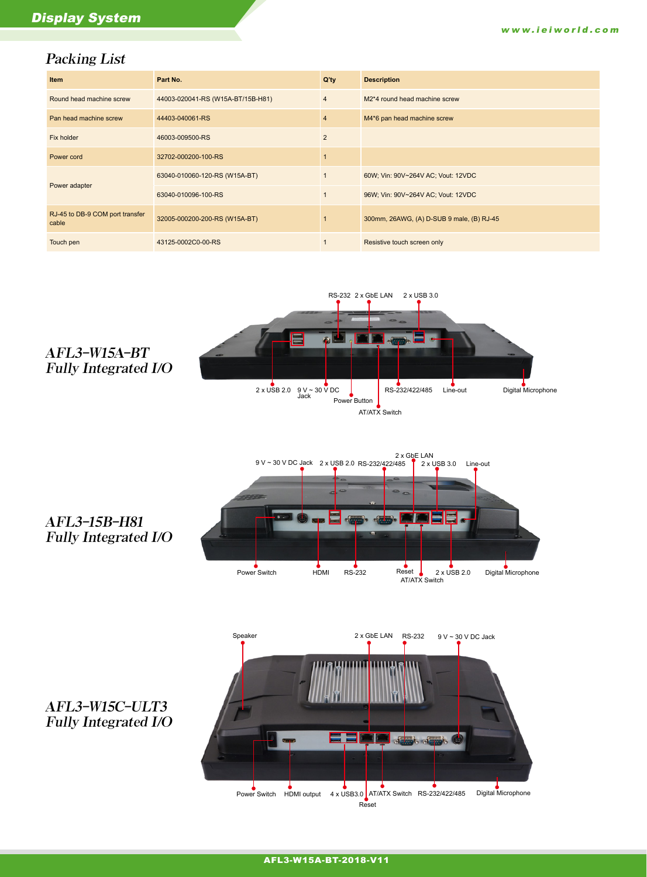## Packing List

| Item | Part No. | Q'ty | Description |
|---|---|---|---|
| Round head machine screw | 44003-020041-RS (W15A-BT/15B-H81) | 4 | M2*4 round head machine screw |
| Pan head machine screw | 44403-040061-RS | 4 | M4*6 pan head machine screw |
| Fix holder | 46003-009500-RS | 2 | |
| Power cord | 32702-000200-100-RS | 1 | |
| Power adapter | 63040-010060-120-RS (W15A-BT) | 1 | 60W; Vin: 90V~264V AC; Vout: 12VDC |
| | 63040-010096-100-RS | 1 | 96W; Vin: 90V~264V AC; Vout: 12VDC |
| RJ-45 to DB-9 COM port transfer cable | 32005-000200-200-RS (W15A-BT) | 1 | 300mm, 26AWG, (A) D-SUB 9 male, (B) RJ-45 |
| Touch pen | 43125-0002C0-00-RS | 1 | Resistive touch screen only |

## AFL3-W15A-BT Fully Integrated I/O

RS-232
2 x GbE LAN
2 x USB 3.0
2 x USB 2.0
9 V ~ 30 V DC Jack
Power Button
AT/ATX Switch
RS-232/422/485
Line-out
Digital Microphone

## AFL3-15B-H81 Fully Integrated I/O

9 V ~ 30 V DC Jack
2 x USB 2.0
RS-232/422/485
2 x GbE LAN
2 x USB 3.0
Line-out
Power Switch
HDMI
RS-232
Reset
AT/ATX Switch
2 x USB 2.0
Digital Microphone

## AFL3-W15C-ULT3 Fully Integrated I/O

Speaker
2 x GbE LAN
RS-232
9 V ~ 30 V DC Jack
Power Switch
HDMI output
4 x USB3.0
AT/ATX Switch
RS-232/422/485
Digital Microphone
Reset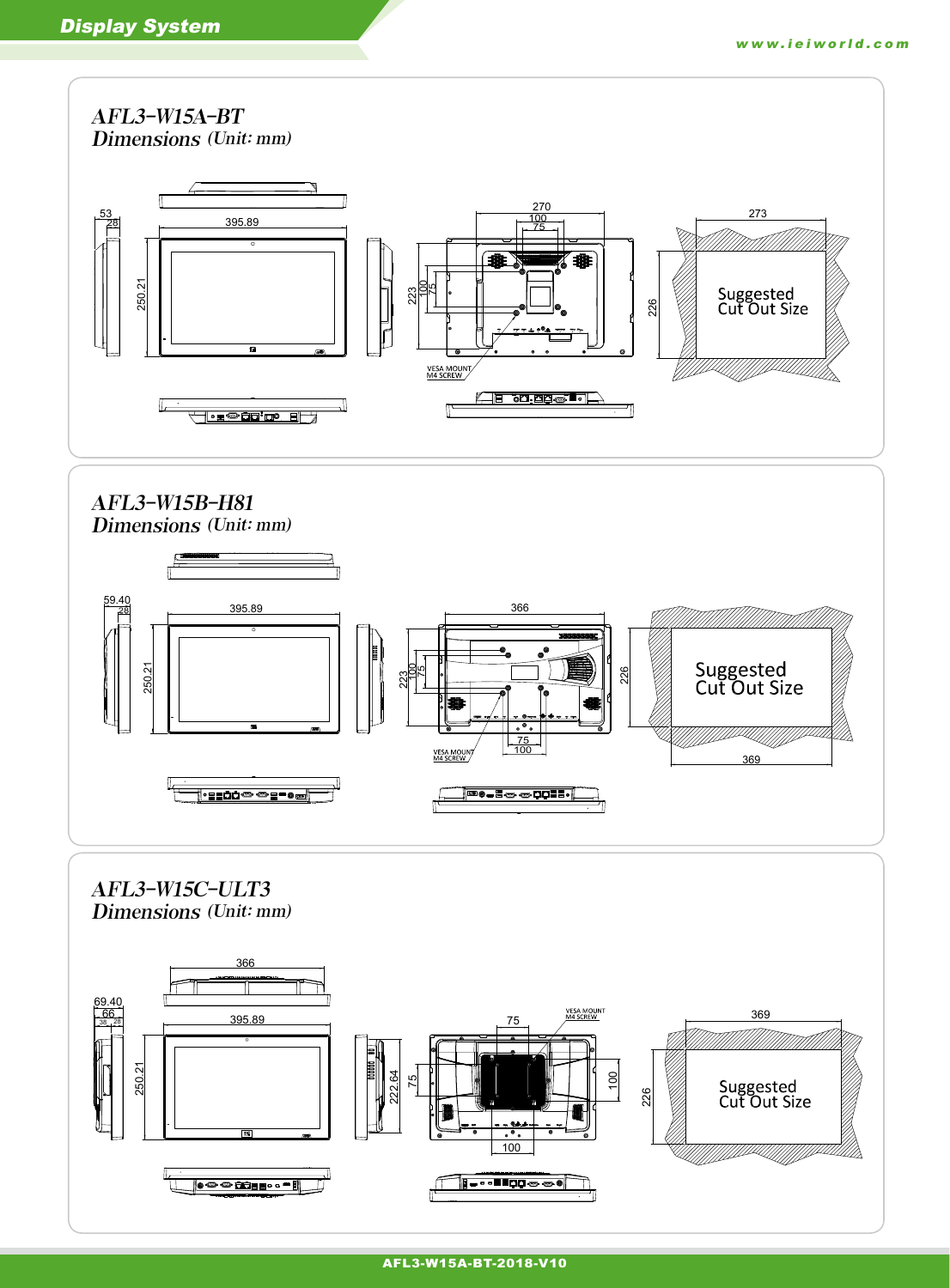## AFL3-W15A-BT
### Dimensions *(Unit: mm)*

53
28
395.89
250.21
270
100
75
223
100
75
VESA MOUNT
M4 SCREW
273
226
Suggested
Cut Out Size

## AFL3-W15B-H81
### Dimensions *(Unit: mm)*

59.40
28
395.89
250.21
366
223
100
75
75
100
VESA MOUNT
M4 SCREW
226
Suggested
Cut Out Size
369

## AFL3-W15C-ULT3
### Dimensions *(Unit: mm)*

366
69.40
66
38
28
395.89
250.21
222.64
75
VESA MOUNT
M4 SCREW
75
100
100
369
226
Suggested
Cut Out Size